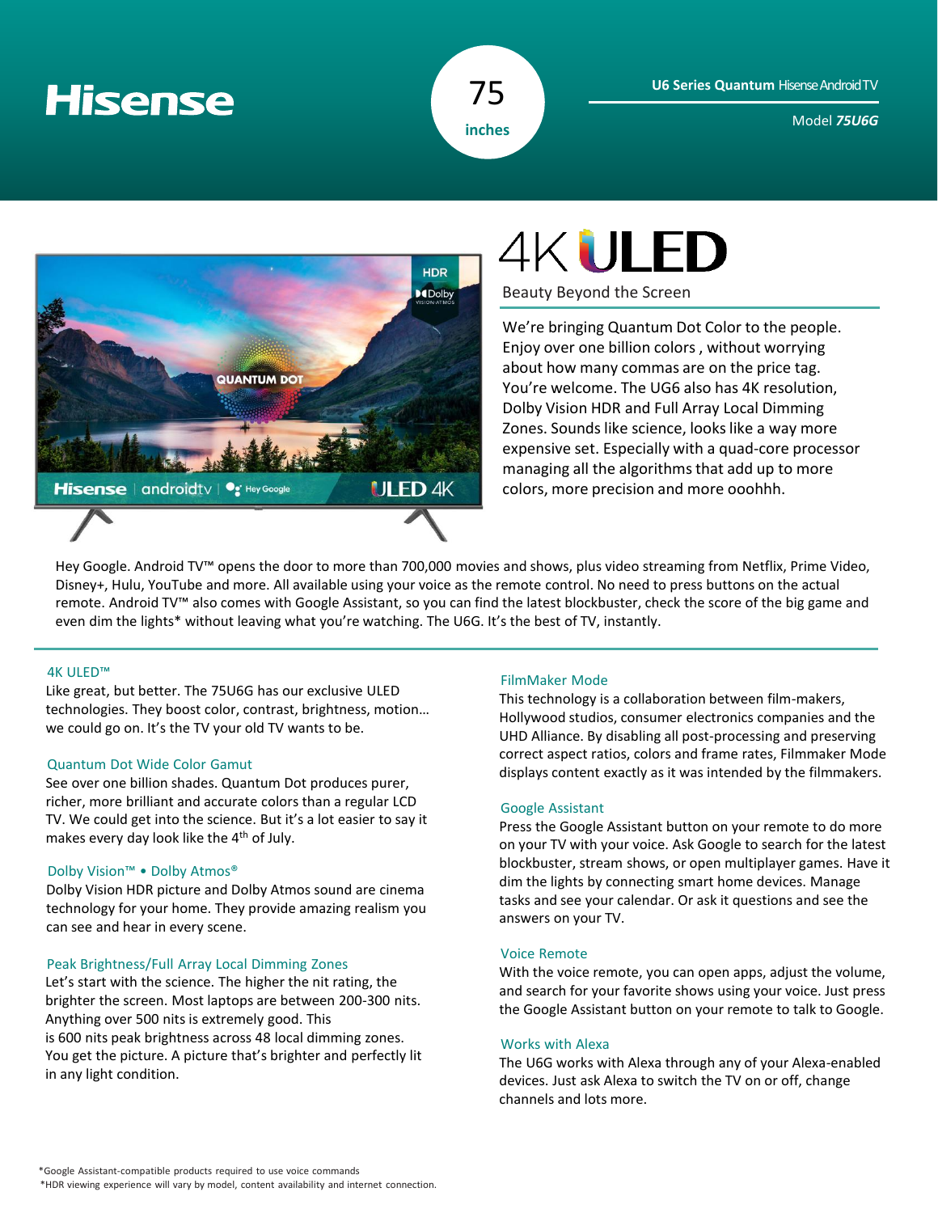# Hisense

**75 inches**

**U6 Series Quantum** Hisense Android TV

Model ***75U6G***

## 4K ULED

Beauty Beyond the Screen

We're bringing Quantum Dot Color to the people. Enjoy over one billion colors , without worrying about how many commas are on the price tag. You're welcome. The UG6 also has 4K resolution, Dolby Vision HDR and Full Array Local Dimming Zones. Sounds like science, looks like a way more expensive set. Especially with a quad-core processor managing all the algorithms that add up to more colors, more precision and more ooohhh.

Hey Google. Android TV™ opens the door to more than 700,000 movies and shows, plus video streaming from Netflix, Prime Video, Disney+, Hulu, YouTube and more. All available using your voice as the remote control. No need to press buttons on the actual remote. Android TV™ also comes with Google Assistant, so you can find the latest blockbuster, check the score of the big game and even dim the lights* without leaving what you're watching. The U6G. It's the best of TV, instantly.

### 4K ULED™

Like great, but better. The 75U6G has our exclusive ULED technologies. They boost color, contrast, brightness, motion… we could go on. It's the TV your old TV wants to be.

### Quantum Dot Wide Color Gamut

See over one billion shades. Quantum Dot produces purer, richer, more brilliant and accurate colors than a regular LCD TV. We could get into the science. But it's a lot easier to say it makes every day look like the 4th of July.

### Dolby Vision™ • Dolby Atmos®

Dolby Vision HDR picture and Dolby Atmos sound are cinema technology for your home. They provide amazing realism you can see and hear in every scene.

### Peak Brightness/Full Array Local Dimming Zones

Let's start with the science. The higher the nit rating, the brighter the screen. Most laptops are between 200-300 nits. Anything over 500 nits is extremely good. This is 600 nits peak brightness across 48 local dimming zones. You get the picture. A picture that's brighter and perfectly lit in any light condition.

### FilmMaker Mode

This technology is a collaboration between film-makers, Hollywood studios, consumer electronics companies and the UHD Alliance. By disabling all post-processing and preserving correct aspect ratios, colors and frame rates, Filmmaker Mode displays content exactly as it was intended by the filmmakers.

### Google Assistant

Press the Google Assistant button on your remote to do more on your TV with your voice. Ask Google to search for the latest blockbuster, stream shows, or open multiplayer games. Have it dim the lights by connecting smart home devices. Manage tasks and see your calendar. Or ask it questions and see the answers on your TV.

### Voice Remote

With the voice remote, you can open apps, adjust the volume, and search for your favorite shows using your voice. Just press the Google Assistant button on your remote to talk to Google.

### Works with Alexa

The U6G works with Alexa through any of your Alexa-enabled devices. Just ask Alexa to switch the TV on or off, change channels and lots more.

*Google Assistant-compatible products required to use voice commands

*HDR viewing experience will vary by model, content availability and internet connection.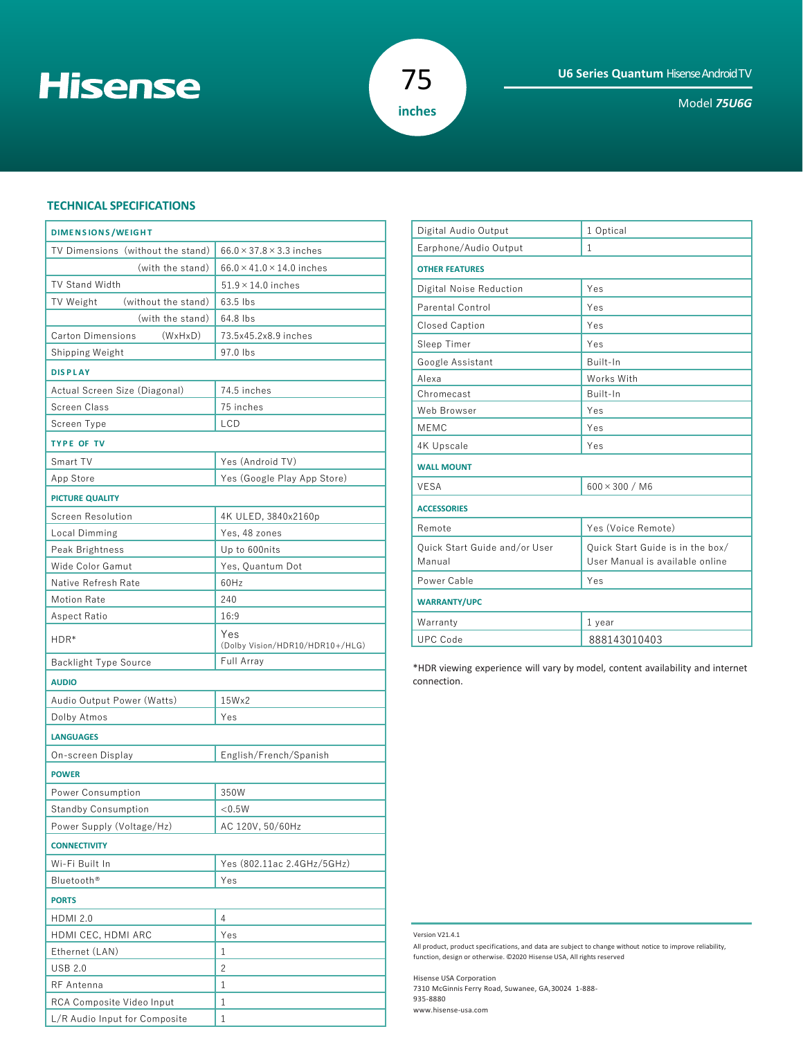Hisense

75 inches

**U6 Series Quantum** Hisense Android TV

Model ***75U6G***

## TECHNICAL SPECIFICATIONS

| | |
|---|---|
| **DIMENSIONS/WEIGHT** | |
| TV Dimensions (without the stand) | 66.0 × 37.8 × 3.3 inches |
| (with the stand) | 66.0 × 41.0 × 14.0 inches |
| TV Stand Width | 51.9 × 14.0 inches |
| TV Weight (without the stand) | 63.5 lbs |
| (with the stand) | 64.8 lbs |
| Carton Dimensions (WxHxD) | 73.5x45.2x8.9 inches |
| Shipping Weight | 97.0 lbs |
| **DISPLAY** | |
| Actual Screen Size (Diagonal) | 74.5 inches |
| Screen Class | 75 inches |
| Screen Type | LCD |
| **TYPE OF TV** | |
| Smart TV | Yes (Android TV) |
| App Store | Yes (Google Play App Store) |
| **PICTURE QUALITY** | |
| Screen Resolution | 4K ULED, 3840x2160p |
| Local Dimming | Yes, 48 zones |
| Peak Brightness | Up to 600nits |
| Wide Color Gamut | Yes, Quantum Dot |
| Native Refresh Rate | 60Hz |
| Motion Rate | 240 |
| Aspect Ratio | 16:9 |
| HDR* | Yes (Dolby Vision/HDR10/HDR10+/HLG) |
| Backlight Type Source | Full Array |
| **AUDIO** | |
| Audio Output Power (Watts) | 15Wx2 |
| Dolby Atmos | Yes |
| **LANGUAGES** | |
| On-screen Display | English/French/Spanish |
| **POWER** | |
| Power Consumption | 350W |
| Standby Consumption | <0.5W |
| Power Supply (Voltage/Hz) | AC 120V, 50/60Hz |
| **CONNECTIVITY** | |
| Wi-Fi Built In | Yes (802.11ac 2.4GHz/5GHz) |
| Bluetooth® | Yes |
| **PORTS** | |
| HDMI 2.0 | 4 |
| HDMI CEC, HDMI ARC | Yes |
| Ethernet (LAN) | 1 |
| USB 2.0 | 2 |
| RF Antenna | 1 |
| RCA Composite Video Input | 1 |
| L/R Audio Input for Composite | 1 |
| Digital Audio Output | 1 Optical |
| Earphone/Audio Output | 1 |
| **OTHER FEATURES** | |
| Digital Noise Reduction | Yes |
| Parental Control | Yes |
| Closed Caption | Yes |
| Sleep Timer | Yes |
| Google Assistant | Built-In |
| Alexa | Works With |
| Chromecast | Built-In |
| Web Browser | Yes |
| MEMC | Yes |
| 4K Upscale | Yes |
| **WALL MOUNT** | |
| VESA | 600 × 300 / M6 |
| **ACCESSORIES** | |
| Remote | Yes (Voice Remote) |
| Quick Start Guide and/or User Manual | Quick Start Guide is in the box/ User Manual is available online |
| Power Cable | Yes |
| **WARRANTY/UPC** | |
| Warranty | 1 year |
| UPC Code | 888143010403 |

*HDR viewing experience will vary by model, content availability and internet connection.

Version V21.4.1

All product, product specifications, and data are subject to change without notice to improve reliability, function, design or otherwise. ©2020 Hisense USA, All rights reserved

Hisense USA Corporation
7310 McGinnis Ferry Road, Suwanee, GA, 30024 1-888-935-8880
www.hisense-usa.com